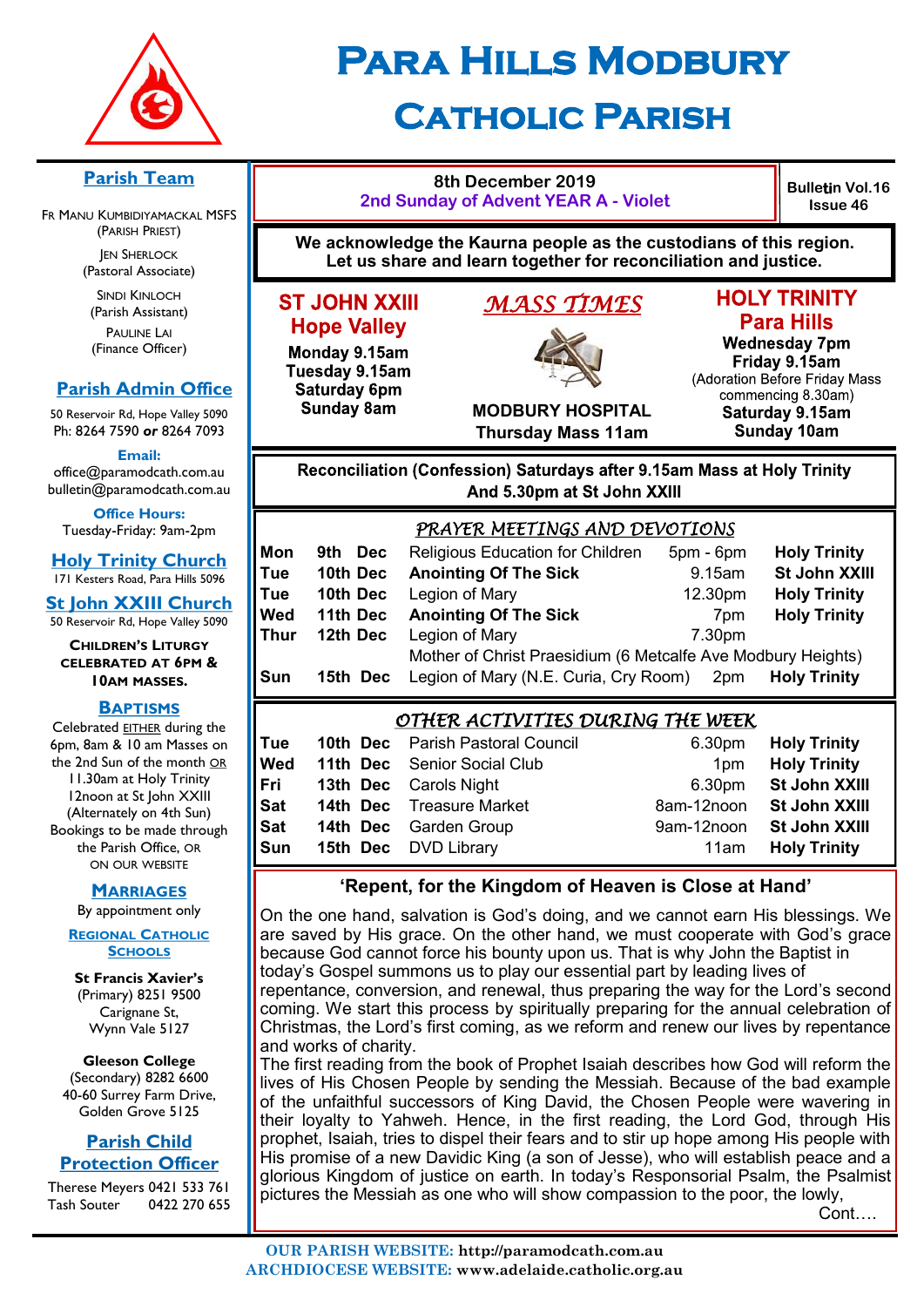# Para Hills Modbury Catholic Parish

8th December 2019
2nd Sunday of Advent YEAR A - Violet

Bulletin Vol.16 Issue 46

**We acknowledge the Kaurna people as the custodians of this region. Let us share and learn together for reconciliation and justice.**

## MASS TIMES

**ST JOHN XXIII Hope Valley**
Monday 9.15am
Tuesday 9.15am
Saturday 6pm
Sunday 8am

**MODBURY HOSPITAL**
Thursday Mass 11am

**HOLY TRINITY Para Hills**
Wednesday 7pm
Friday 9.15am
(Adoration Before Friday Mass commencing 8.30am)
Saturday 9.15am
Sunday 10am

**Reconciliation (Confession) Saturdays after 9.15am Mass at Holy Trinity And 5.30pm at St John XXIII**

## PRAYER MEETINGS AND DEVOTIONS

| Day | Date | Activity | Time | Location |
|---|---|---|---|---|
| Mon | 9th Dec | Religious Education for Children | 5pm - 6pm | Holy Trinity |
| Tue | 10th Dec | **Anointing Of The Sick** | 9.15am | St John XXIII |
| Tue | 10th Dec | Legion of Mary | 12.30pm | Holy Trinity |
| Wed | 11th Dec | **Anointing Of The Sick** | 7pm | Holy Trinity |
| Thur | 12th Dec | Legion of Mary | 7.30pm | |
| | | Mother of Christ Praesidium (6 Metcalfe Ave Modbury Heights) | | |
| Sun | 15th Dec | Legion of Mary (N.E. Curia, Cry Room) | 2pm | Holy Trinity |

## OTHER ACTIVITIES DURING THE WEEK

| Day | Date | Activity | Time | Location |
|---|---|---|---|---|
| Tue | 10th Dec | Parish Pastoral Council | 6.30pm | Holy Trinity |
| Wed | 11th Dec | Senior Social Club | 1pm | Holy Trinity |
| Fri | 13th Dec | Carols Night | 6.30pm | St John XXIII |
| Sat | 14th Dec | Treasure Market | 8am-12noon | St John XXIII |
| Sat | 14th Dec | Garden Group | 9am-12noon | St John XXIII |
| Sun | 15th Dec | DVD Library | 11am | Holy Trinity |

## 'Repent, for the Kingdom of Heaven is Close at Hand'

On the one hand, salvation is God's doing, and we cannot earn His blessings. We are saved by His grace. On the other hand, we must cooperate with God's grace because God cannot force his bounty upon us. That is why John the Baptist in today's Gospel summons us to play our essential part by leading lives of repentance, conversion, and renewal, thus preparing the way for the Lord's second coming. We start this process by spiritually preparing for the annual celebration of Christmas, the Lord's first coming, as we reform and renew our lives by repentance and works of charity.

The first reading from the book of Prophet Isaiah describes how God will reform the lives of His Chosen People by sending the Messiah. Because of the bad example of the unfaithful successors of King David, the Chosen People were wavering in their loyalty to Yahweh. Hence, in the first reading, the Lord God, through His prophet, Isaiah, tries to dispel their fears and to stir up hope among His people with His promise of a new Davidic King (a son of Jesse), who will establish peace and a glorious Kingdom of justice on earth. In today's Responsorial Psalm, the Psalmist pictures the Messiah as one who will show compassion to the poor, the lowly,

Cont….

## Parish Team

Fr Manu Kumbidiyamackal MSFS (Parish Priest)
Jen Sherlock (Pastoral Associate)
Sindi Kinloch (Parish Assistant)
Pauline Lai (Finance Officer)

## Parish Admin Office

50 Reservoir Rd, Hope Valley 5090
Ph: 8264 7590 **or** 8264 7093

**Email:**
office@paramodcath.com.au
bulletin@paramodcath.com.au

**Office Hours:**
Tuesday-Friday: 9am-2pm

## Holy Trinity Church

171 Kesters Road, Para Hills 5096

## St John XXIII Church

50 Reservoir Rd, Hope Valley 5090

**Children's Liturgy celebrated at 6pm & 10am Masses.**

## Baptisms

Celebrated EITHER during the 6pm, 8am & 10 am Masses on the 2nd Sun of the month OR 11.30am at Holy Trinity 12noon at St John XXIII (Alternately on 4th Sun)
Bookings to be made through the Parish Office, OR on our website

## Marriages

By appointment only

## Regional Catholic Schools

**St Francis Xavier's**
(Primary) 8251 9500
Carignane St,
Wynn Vale 5127

**Gleeson College**
(Secondary) 8282 6600
40-60 Surrey Farm Drive,
Golden Grove 5125

## Parish Child Protection Officer

Therese Meyers 0421 533 761
Tash Souter 0422 270 655

**OUR PARISH WEBSITE:** http://paramodcath.com.au
**ARCHDIOCESE WEBSITE:** www.adelaide.catholic.org.au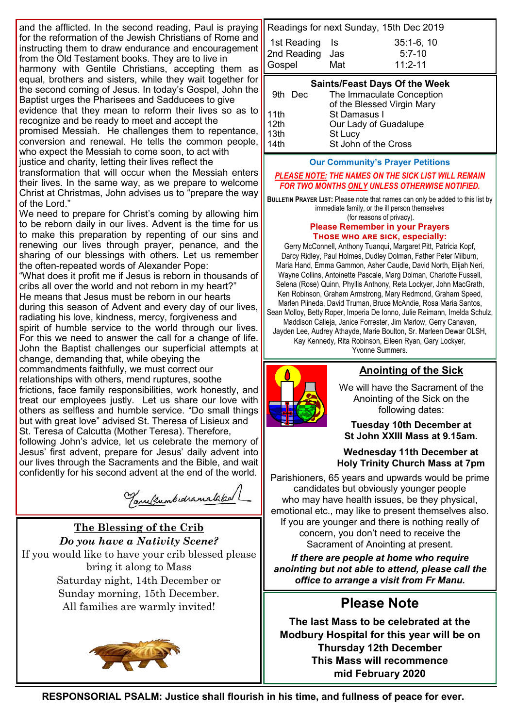and the afflicted. In the second reading, Paul is praying for the reformation of the Jewish Christians of Rome and instructing them to draw endurance and encouragement from the Old Testament books. They are to live in harmony with Gentile Christians, accepting them as equal, brothers and sisters, while they wait together for the second coming of Jesus. In today's Gospel, John the Baptist urges the Pharisees and Sadducees to give evidence that they mean to reform their lives so as to recognize and be ready to meet and accept the promised Messiah. He challenges them to repentance, conversion and renewal. He tells the common people, who expect the Messiah to come soon, to act with justice and charity, letting their lives reflect the transformation that will occur when the Messiah enters their lives. In the same way, as we prepare to welcome Christ at Christmas, John advises us to "prepare the way of the Lord."

We need to prepare for Christ's coming by allowing him to be reborn daily in our lives. Advent is the time for us to make this preparation by repenting of our sins and renewing our lives through prayer, penance, and the sharing of our blessings with others. Let us remember the often-repeated words of Alexander Pope:

"What does it profit me if Jesus is reborn in thousands of cribs all over the world and not reborn in my heart?"

He means that Jesus must be reborn in our hearts during this season of Advent and every day of our lives, radiating his love, kindness, mercy, forgiveness and spirit of humble service to the world through our lives. For this we need to answer the call for a change of life. John the Baptist challenges our superficial attempts at change, demanding that, while obeying the commandments faithfully, we must correct our relationships with others, mend ruptures, soothe frictions, face family responsibilities, work honestly, and treat our employees justly. Let us share our love with others as selfless and humble service. "Do small things but with great love" advised St. Theresa of Lisieux and St. Teresa of Calcutta (Mother Teresa). Therefore, following John's advice, let us celebrate the memory of Jesus' first advent, prepare for Jesus' daily advent into our lives through the Sacraments and the Bible, and wait confidently for his second advent at the end of the world.

*(signature)*

## The Blessing of the Crib

***Do you have a Nativity Scene?***

If you would like to have your crib blessed please bring it along to Mass Saturday night, 14th December or Sunday morning, 15th December.

All families are warmly invited!

Readings for next Sunday, 15th Dec 2019

| | | |
|---|---|---|
| 1st Reading | Is | 35:1-6, 10 |
| 2nd Reading | Jas | 5:7-10 |
| Gospel | Mat | 11:2-11 |

**Saints/Feast Days Of the Week**

| | |
|---|---|
| 9th Dec | The Immaculate Conception of the Blessed Virgin Mary |
| 11th | St Damasus I |
| 12th | Our Lady of Guadalupe |
| 13th | St Lucy |
| 14th | St John of the Cross |

**Our Community's Prayer Petitions**

***PLEASE NOTE: THE NAMES ON THE SICK LIST WILL REMAIN FOR TWO MONTHS ONLY UNLESS OTHERWISE NOTIFIED.***

**BULLETIN PRAYER LIST:** Please note that names can only be added to this list by immediate family, or the ill person themselves (for reasons of privacy).

**Please Remember in your Prayers**
**THOSE WHO ARE SICK, especially:**

Gerry McConnell, Anthony Tuanqui, Margaret Pitt, Patricia Kopf, Darcy Ridley, Paul Holmes, Dudley Dolman, Father Peter Milburn, Maria Hand, Emma Gammon, Asher Caudle, David North, Elijah Neri, Wayne Collins, Antoinette Pascale, Marg Dolman, Charlotte Fussell, Selena (Rose) Quinn, Phyllis Anthony, Reta Lockyer, John MacGrath, Ken Robinson, Graham Armstrong, Mary Redmond, Graham Speed, Marlen Piineda, David Truman, Bruce McAndie, Rosa Maria Santos, Sean Molloy, Betty Roper, Imperia De Ionno, Julie Reimann, Imelda Schulz, Maddison Calleja, Janice Forrester, Jim Marlow, Gerry Canavan, Jayden Lee, Audrey Athayde, Marie Boulton, Sr. Marleen Dewar OLSH, Kay Kennedy, Rita Robinson, Eileen Ryan, Gary Lockyer, Yvonne Summers.

## Anointing of the Sick

We will have the Sacrament of the Anointing of the Sick on the following dates:

**Tuesday 10th December at St John XXIII Mass at 9.15am.**

**Wednesday 11th December at Holy Trinity Church Mass at 7pm**

Parishioners, 65 years and upwards would be prime candidates but obviously younger people who may have health issues, be they physical, emotional etc., may like to present themselves also. If you are younger and there is nothing really of concern, you don't need to receive the Sacrament of Anointing at present.

***If there are people at home who require anointing but not able to attend, please call the office to arrange a visit from Fr Manu.***

## Please Note

**The last Mass to be celebrated at the Modbury Hospital for this year will be on Thursday 12th December**
**This Mass will recommence mid February 2020**

**RESPONSORIAL PSALM: Justice shall flourish in his time, and fullness of peace for ever.**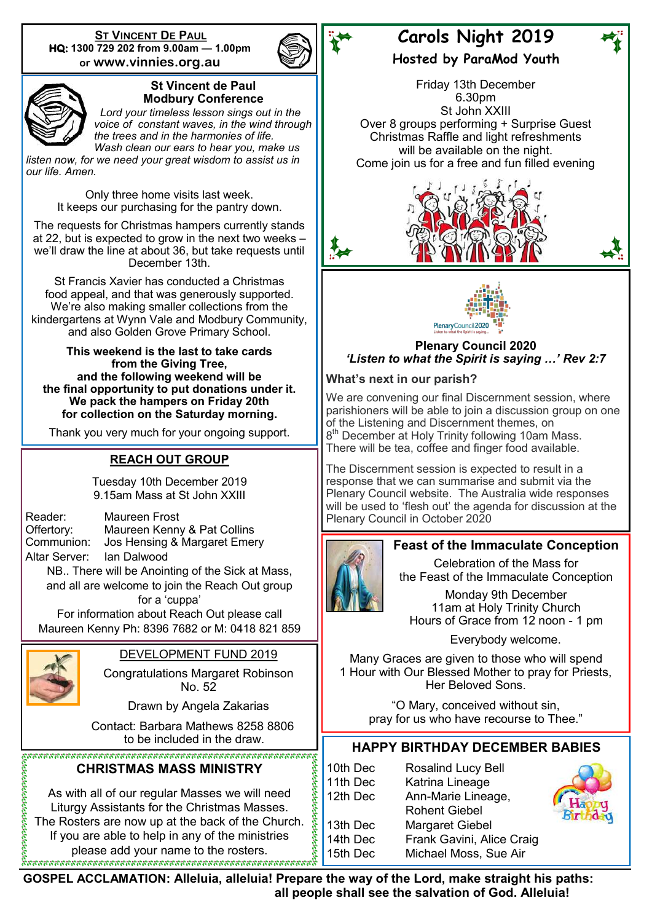**ST VINCENT DE PAUL**
**HQ: 1300 729 202 from 9.00am — 1.00pm**
or **www.vinnies.org.au**

## St Vincent de Paul Modbury Conference

*Lord your timeless lesson sings out in the voice of constant waves, in the wind through the trees and in the harmonies of life. Wash clean our ears to hear you, make us listen now, for we need your great wisdom to assist us in our life. Amen.*

Only three home visits last week. It keeps our purchasing for the pantry down.

The requests for Christmas hampers currently stands at 22, but is expected to grow in the next two weeks – we'll draw the line at about 36, but take requests until December 13th.

St Francis Xavier has conducted a Christmas food appeal, and that was generously supported. We're also making smaller collections from the kindergartens at Wynn Vale and Modbury Community, and also Golden Grove Primary School.

**This weekend is the last to take cards from the Giving Tree, and the following weekend will be the final opportunity to put donations under it. We pack the hampers on Friday 20th for collection on the Saturday morning.**

Thank you very much for your ongoing support.

## REACH OUT GROUP

Tuesday 10th December 2019
9.15am Mass at St John XXIII

Reader: Maureen Frost
Offertory: Maureen Kenny & Pat Collins
Communion: Jos Hensing & Margaret Emery
Altar Server: Ian Dalwood

NB.. There will be Anointing of the Sick at Mass, and all are welcome to join the Reach Out group for a 'cuppa'
For information about Reach Out please call Maureen Kenny Ph: 8396 7682 or M: 0418 821 859

## DEVELOPMENT FUND 2019

Congratulations Margaret Robinson No. 52

Drawn by Angela Zakarias

Contact: Barbara Mathews 8258 8806 to be included in the draw.

## CHRISTMAS MASS MINISTRY

As with all of our regular Masses we will need Liturgy Assistants for the Christmas Masses. The Rosters are now up at the back of the Church. If you are able to help in any of the ministries please add your name to the rosters.

## Carols Night 2019

### Hosted by ParaMod Youth

Friday 13th December
6.30pm
St John XXIII
Over 8 groups performing + Surprise Guest
Christmas Raffle and light refreshments will be available on the night.
Come join us for a free and fun filled evening

## Plenary Council 2020

***'Listen to what the Spirit is saying …' Rev 2:7***

**What's next in our parish?**

We are convening our final Discernment session, where parishioners will be able to join a discussion group on one of the Listening and Discernment themes, on 8th December at Holy Trinity following 10am Mass. There will be tea, coffee and finger food available.

The Discernment session is expected to result in a response that we can summarise and submit via the Plenary Council website. The Australia wide responses will be used to 'flesh out' the agenda for discussion at the Plenary Council in October 2020

## Feast of the Immaculate Conception

Celebration of the Mass for the Feast of the Immaculate Conception

Monday 9th December
11am at Holy Trinity Church
Hours of Grace from 12 noon - 1 pm

Everybody welcome.

Many Graces are given to those who will spend 1 Hour with Our Blessed Mother to pray for Priests, Her Beloved Sons.

"O Mary, conceived without sin, pray for us who have recourse to Thee."

## HAPPY BIRTHDAY DECEMBER BABIES

| | |
|---|---|
| 10th Dec | Rosalind Lucy Bell |
| 11th Dec | Katrina Lineage |
| 12th Dec | Ann-Marie Lineage, Rohent Giebel |
| 13th Dec | Margaret Giebel |
| 14th Dec | Frank Gavini, Alice Craig |
| 15th Dec | Michael Moss, Sue Air |

**GOSPEL ACCLAMATION: Alleluia, alleluia! Prepare the way of the Lord, make straight his paths: all people shall see the salvation of God. Alleluia!**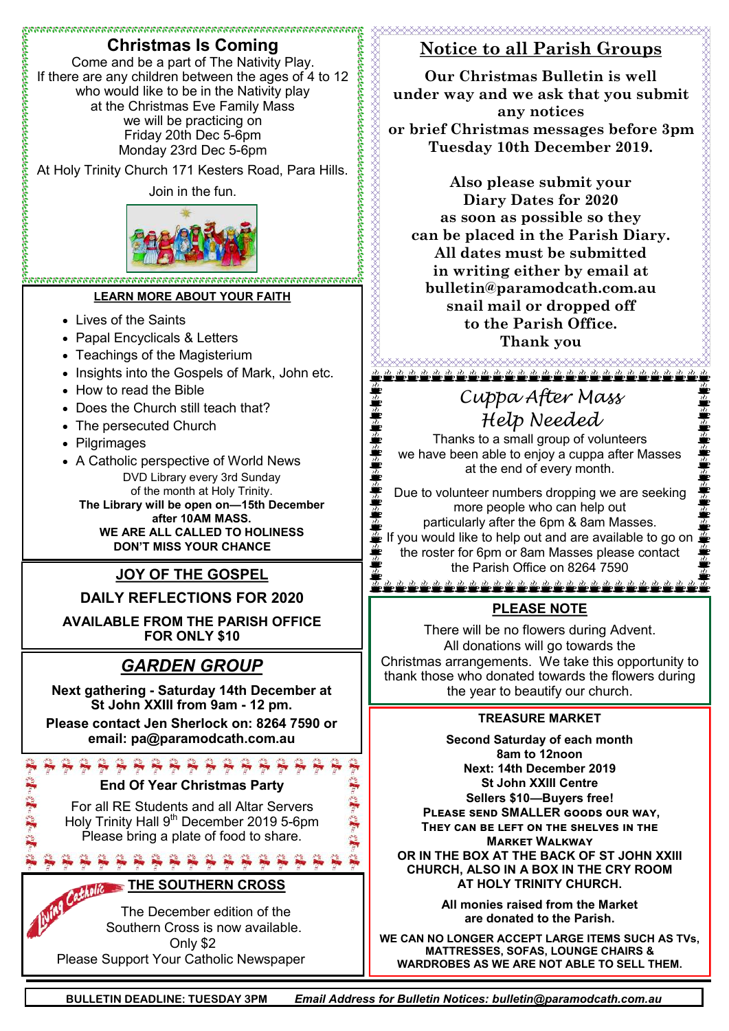## Christmas Is Coming

Come and be a part of The Nativity Play.
If there are any children between the ages of 4 to 12 who would like to be in the Nativity play at the Christmas Eve Family Mass we will be practicing on
Friday 20th Dec 5-6pm
Monday 23rd Dec 5-6pm

At Holy Trinity Church 171 Kesters Road, Para Hills.

Join in the fun.

### LEARN MORE ABOUT YOUR FAITH

- Lives of the Saints
- Papal Encyclicals & Letters
- Teachings of the Magisterium
- Insights into the Gospels of Mark, John etc.
- How to read the Bible
- Does the Church still teach that?
- The persecuted Church
- Pilgrimages
- A Catholic perspective of World News

DVD Library every 3rd Sunday of the month at Holy Trinity.

**The Library will be open on—15th December after 10AM MASS.**

**WE ARE ALL CALLED TO HOLINESS**
**DON'T MISS YOUR CHANCE**

### JOY OF THE GOSPEL

**DAILY REFLECTIONS FOR 2020**

**AVAILABLE FROM THE PARISH OFFICE FOR ONLY $10**

## *GARDEN GROUP*

**Next gathering - Saturday 14th December at St John XXIII from 9am - 12 pm.**

**Please contact Jen Sherlock on: 8264 7590 or email: pa@paramodcath.com.au**

### End Of Year Christmas Party

For all RE Students and all Altar Servers
Holy Trinity Hall 9th December 2019 5-6pm
Please bring a plate of food to share.

### THE SOUTHERN CROSS

Living Catholic

The December edition of the Southern Cross is now available.
Only $2
Please Support Your Catholic Newspaper

## Notice to all Parish Groups

**Our Christmas Bulletin is well under way and we ask that you submit any notices or brief Christmas messages before 3pm Tuesday 10th December 2019.**

**Also please submit your Diary Dates for 2020 as soon as possible so they can be placed in the Parish Diary. All dates must be submitted in writing either by email at bulletin@paramodcath.com.au snail mail or dropped off to the Parish Office. Thank you**

## *Cuppa After Mass Help Needed*

Thanks to a small group of volunteers we have been able to enjoy a cuppa after Masses at the end of every month.

Due to volunteer numbers dropping we are seeking more people who can help out particularly after the 6pm & 8am Masses. If you would like to help out and are available to go on the roster for 6pm or 8am Masses please contact the Parish Office on 8264 7590

### PLEASE NOTE

There will be no flowers during Advent. All donations will go towards the Christmas arrangements. We take this opportunity to thank those who donated towards the flowers during the year to beautify our church.

### TREASURE MARKET

**Second Saturday of each month**
**8am to 12noon**
**Next: 14th December 2019**
**St John XXIII Centre**
**Sellers $10—Buyers free!**
**PLEASE SEND SMALLER GOODS OUR WAY, THEY CAN BE LEFT ON THE SHELVES IN THE MARKET WALKWAY OR IN THE BOX AT THE BACK OF ST JOHN XXIII CHURCH, ALSO IN A BOX IN THE CRY ROOM AT HOLY TRINITY CHURCH.**

**All monies raised from the Market are donated to the Parish.**

**WE CAN NO LONGER ACCEPT LARGE ITEMS SUCH AS TVs, MATTRESSES, SOFAS, LOUNGE CHAIRS & WARDROBES AS WE ARE NOT ABLE TO SELL THEM.**

**BULLETIN DEADLINE: TUESDAY 3PM** ***Email Address for Bulletin Notices: bulletin@paramodcath.com.au***